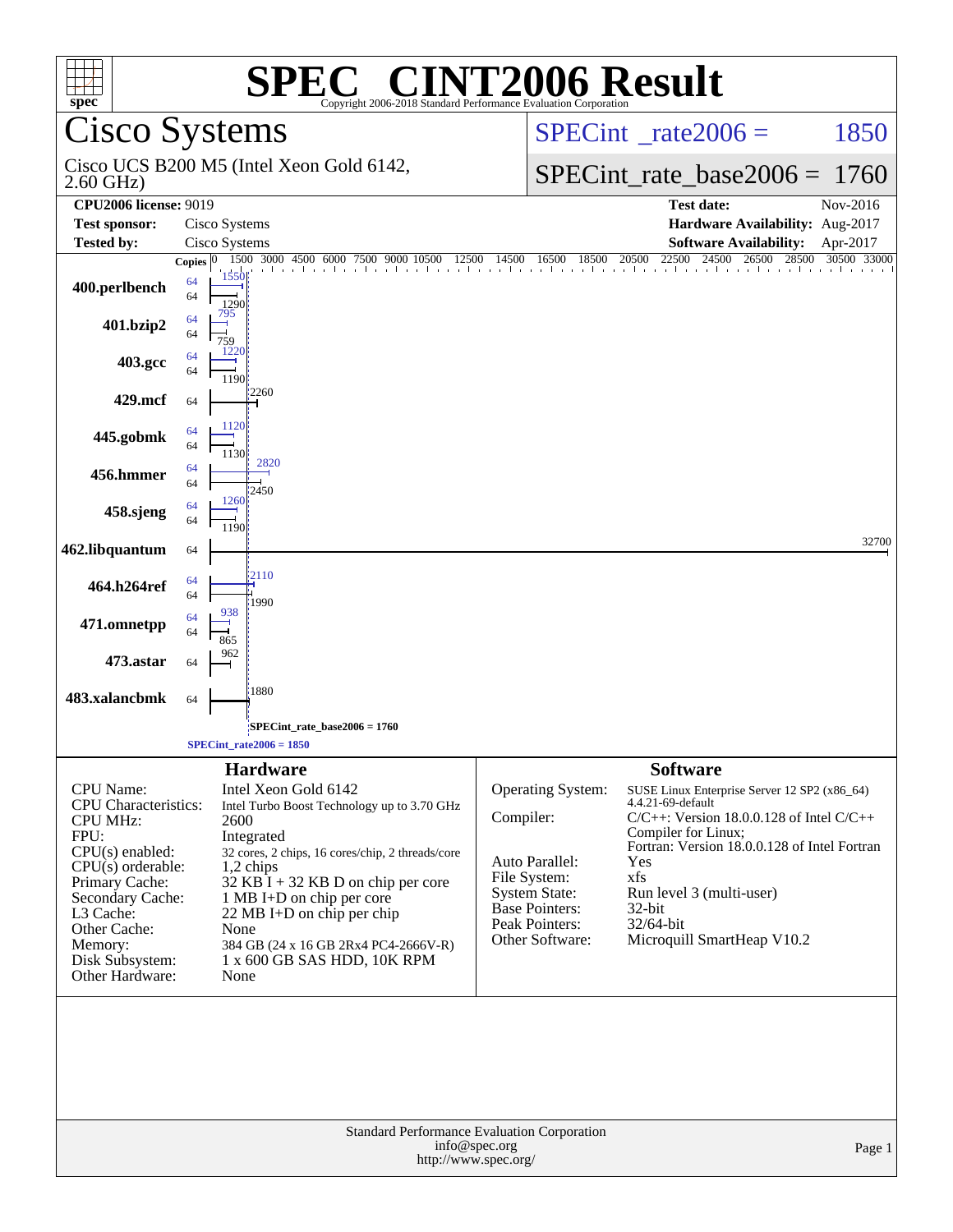# SPEC CINT2006 Result

Copyright 2006-2018 Standard Performance Evaluation Corporation

## Cisco Systems

Cisco UCS B200 M5 (Intel Xeon Gold 6142, 2.60 GHz)

SPECint_rate2006 = 1850

SPECint_rate_base2006 = 1760

| | | | |
|---|---|---|---|
| **CPU2006 license:** 9019 | | **Test date:** | Nov-2016 |
| **Test sponsor:** | Cisco Systems | **Hardware Availability:** | Aug-2017 |
| **Tested by:** | Cisco Systems | **Software Availability:** | Apr-2017 |

| Benchmark | Copies (peak) | Peak | Copies (base) | Base |
|---|---|---|---|---|
| 400.perlbench | 64 | 1550 | 64 | 1290 |
| 401.bzip2 | 64 | 795 | 64 | 759 |
| 403.gcc | 64 | 1220 | 64 | 1190 |
| 429.mcf | | | 64 | 2260 |
| 445.gobmk | 64 | 1120 | 64 | 1130 |
| 456.hmmer | 64 | 2820 | 64 | 2450 |
| 458.sjeng | 64 | 1260 | 64 | 1190 |
| 462.libquantum | | | 64 | 32700 |
| 464.h264ref | 64 | 2110 | 64 | 1990 |
| 471.omnetpp | 64 | 938 | 64 | 865 |
| 473.astar | | | 64 | 962 |
| 483.xalancbmk | | | 64 | 1880 |

SPECint_rate_base2006 = 1760

SPECint_rate2006 = 1850

### Hardware

| | |
|---|---|
| CPU Name: | Intel Xeon Gold 6142 |
| CPU Characteristics: | Intel Turbo Boost Technology up to 3.70 GHz |
| CPU MHz: | 2600 |
| FPU: | Integrated |
| CPU(s) enabled: | 32 cores, 2 chips, 16 cores/chip, 2 threads/core |
| CPU(s) orderable: | 1,2 chips |
| Primary Cache: | 32 KB I + 32 KB D on chip per core |
| Secondary Cache: | 1 MB I+D on chip per core |
| L3 Cache: | 22 MB I+D on chip per chip |
| Other Cache: | None |
| Memory: | 384 GB (24 x 16 GB 2Rx4 PC4-2666V-R) |
| Disk Subsystem: | 1 x 600 GB SAS HDD, 10K RPM |
| Other Hardware: | None |

### Software

| | |
|---|---|
| Operating System: | SUSE Linux Enterprise Server 12 SP2 (x86_64) 4.4.21-69-default |
| Compiler: | C/C++: Version 18.0.0.128 of Intel C/C++ Compiler for Linux; Fortran: Version 18.0.0.128 of Intel Fortran |
| Auto Parallel: | Yes |
| File System: | xfs |
| System State: | Run level 3 (multi-user) |
| Base Pointers: | 32-bit |
| Peak Pointers: | 32/64-bit |
| Other Software: | Microquill SmartHeap V10.2 |

Standard Performance Evaluation Corporation
info@spec.org
http://www.spec.org/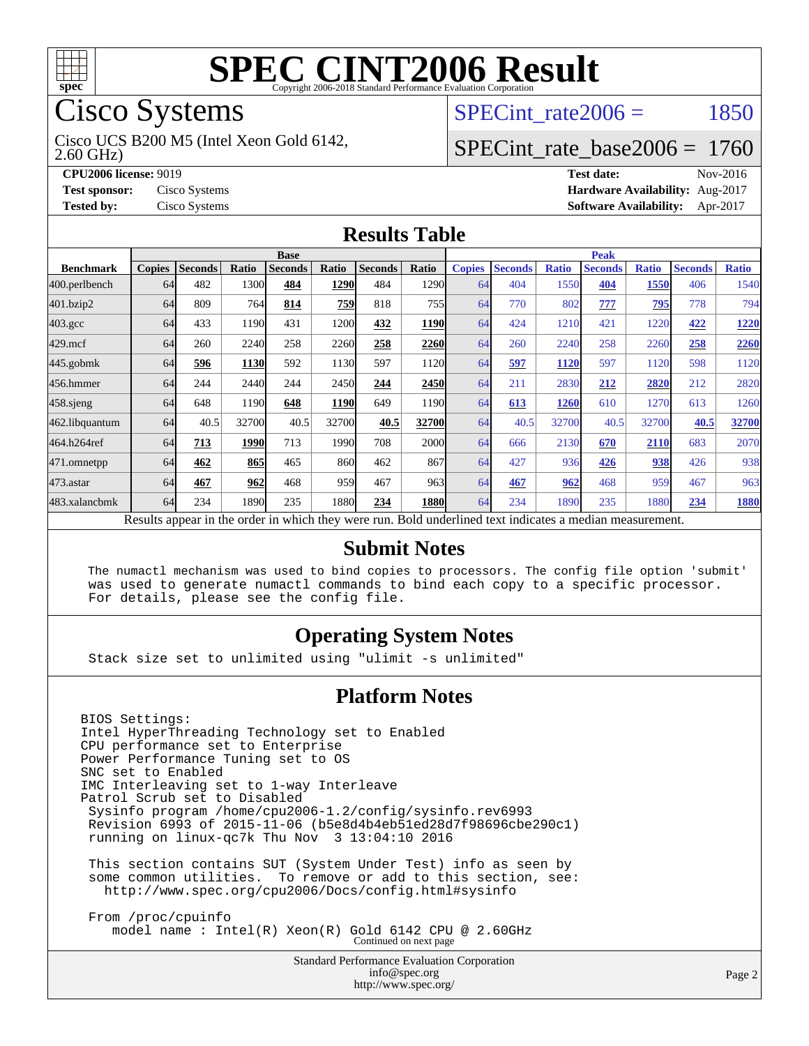# SPEC CINT2006 Result

Copyright 2006-2018 Standard Performance Evaluation Corporation

## Cisco Systems

Cisco UCS B200 M5 (Intel Xeon Gold 6142, 2.60 GHz)

SPECint_rate2006 = 1850

SPECint_rate_base2006 = 1760

**CPU2006 license:** 9019
**Test sponsor:** Cisco Systems
**Tested by:** Cisco Systems

**Test date:** Nov-2016
**Hardware Availability:** Aug-2017
**Software Availability:** Apr-2017

## Results Table

| | Base | | | | | | | Peak | | | | | | |
|---|---|---|---|---|---|---|---|---|---|---|---|---|---|---|
| **Benchmark** | **Copies** | **Seconds** | **Ratio** | **Seconds** | **Ratio** | **Seconds** | **Ratio** | **Copies** | **Seconds** | **Ratio** | **Seconds** | **Ratio** | **Seconds** | **Ratio** |
| 400.perlbench | 64 | 482 | 1300 | **484** | **1290** | 484 | 1290 | 64 | 404 | 1550 | **404** | **1550** | 406 | 1540 |
| 401.bzip2 | 64 | 809 | 764 | **814** | **759** | 818 | 755 | 64 | 770 | 802 | **777** | **795** | 778 | 794 |
| 403.gcc | 64 | 433 | 1190 | 431 | 1200 | **432** | **1190** | 64 | 424 | 1210 | 421 | 1220 | **422** | **1220** |
| 429.mcf | 64 | 260 | 2240 | 258 | 2260 | **258** | **2260** | 64 | 260 | 2240 | 258 | 2260 | **258** | **2260** |
| 445.gobmk | 64 | **596** | **1130** | 592 | 1130 | 597 | 1120 | 64 | **597** | **1120** | 597 | 1120 | 598 | 1120 |
| 456.hmmer | 64 | 244 | 2440 | 244 | 2450 | **244** | **2450** | 64 | 211 | 2830 | **212** | **2820** | 212 | 2820 |
| 458.sjeng | 64 | 648 | 1190 | **648** | **1190** | 649 | 1190 | 64 | **613** | **1260** | 610 | 1270 | 613 | 1260 |
| 462.libquantum | 64 | 40.5 | 32700 | 40.5 | 32700 | **40.5** | **32700** | 64 | 40.5 | 32700 | 40.5 | 32700 | **40.5** | **32700** |
| 464.h264ref | 64 | **713** | **1990** | 713 | 1990 | 708 | 2000 | 64 | 666 | 2130 | **670** | **2110** | 683 | 2070 |
| 471.omnetpp | 64 | **462** | **865** | 465 | 860 | 462 | 867 | 64 | 427 | 936 | **426** | **938** | 426 | 938 |
| 473.astar | 64 | **467** | **962** | 468 | 959 | 467 | 963 | 64 | **467** | **962** | 468 | 959 | 467 | 963 |
| 483.xalancbmk | 64 | 234 | 1890 | 235 | 1880 | **234** | **1880** | 64 | 234 | 1890 | 235 | 1880 | **234** | **1880** |

Results appear in the order in which they were run. Bold underlined text indicates a median measurement.

## Submit Notes

```
The numactl mechanism was used to bind copies to processors. The config file option 'submit'
was used to generate numactl commands to bind each copy to a specific processor.
For details, please see the config file.
```

## Operating System Notes

```
Stack size set to unlimited using "ulimit -s unlimited"
```

## Platform Notes

```
BIOS Settings:
Intel HyperThreading Technology set to Enabled
CPU performance set to Enterprise
Power Performance Tuning set to OS
SNC set to Enabled
IMC Interleaving set to 1-way Interleave
Patrol Scrub set to Disabled
 Sysinfo program /home/cpu2006-1.2/config/sysinfo.rev6993
 Revision 6993 of 2015-11-06 (b5e8d4b4eb51ed28d7f98696cbe290c1)
 running on linux-qc7k Thu Nov  3 13:04:10 2016

 This section contains SUT (System Under Test) info as seen by
 some common utilities.  To remove or add to this section, see:
   http://www.spec.org/cpu2006/Docs/config.html#sysinfo

 From /proc/cpuinfo
    model name : Intel(R) Xeon(R) Gold 6142 CPU @ 2.60GHz
```

Continued on next page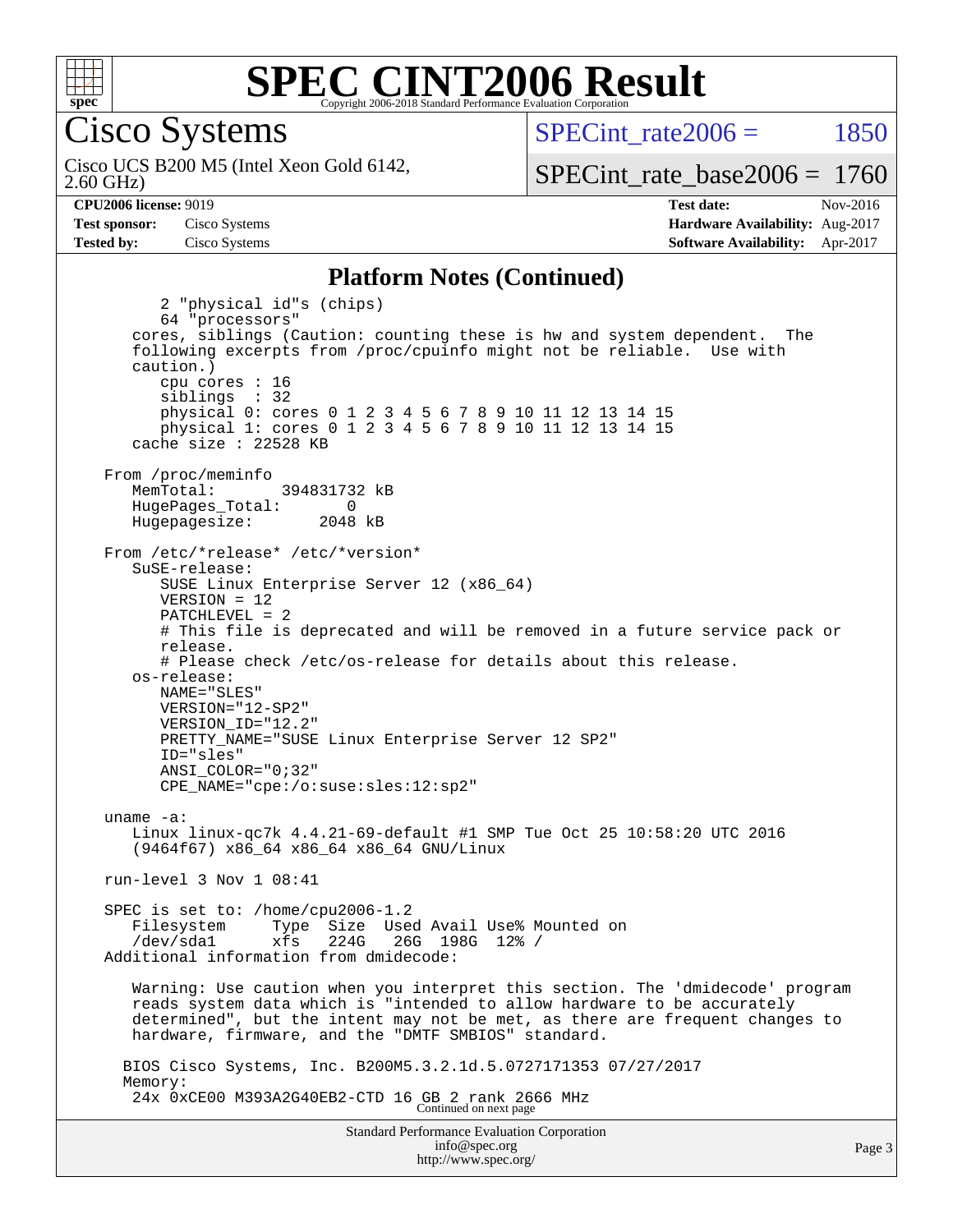# SPEC CINT2006 Result

Copyright 2006-2018 Standard Performance Evaluation Corporation

## Cisco Systems

Cisco UCS B200 M5 (Intel Xeon Gold 6142, 2.60 GHz)

SPECint_rate2006 = 1850

SPECint_rate_base2006 = 1760

| | | | |
|---|---|---|---|
| **CPU2006 license:** | 9019 | **Test date:** | Nov-2016 |
| **Test sponsor:** | Cisco Systems | **Hardware Availability:** | Aug-2017 |
| **Tested by:** | Cisco Systems | **Software Availability:** | Apr-2017 |

### Platform Notes (Continued)

```
        2 "physical id"s (chips)
        64 "processors"
    cores, siblings (Caution: counting these is hw and system dependent.  The
    following excerpts from /proc/cpuinfo might not be reliable.  Use with
    caution.)
        cpu cores : 16
        siblings  : 32
        physical 0: cores 0 1 2 3 4 5 6 7 8 9 10 11 12 13 14 15
        physical 1: cores 0 1 2 3 4 5 6 7 8 9 10 11 12 13 14 15
    cache size : 22528 KB

 From /proc/meminfo
    MemTotal:       394831732 kB
    HugePages_Total:       0
    Hugepagesize:       2048 kB

 From /etc/*release* /etc/*version*
    SuSE-release:
       SUSE Linux Enterprise Server 12 (x86_64)
       VERSION = 12
       PATCHLEVEL = 2
       # This file is deprecated and will be removed in a future service pack or
       release.
       # Please check /etc/os-release for details about this release.
    os-release:
       NAME="SLES"
       VERSION="12-SP2"
       VERSION_ID="12.2"
       PRETTY_NAME="SUSE Linux Enterprise Server 12 SP2"
       ID="sles"
       ANSI_COLOR="0;32"
       CPE_NAME="cpe:/o:suse:sles:12:sp2"

 uname -a:
    Linux linux-qc7k 4.4.21-69-default #1 SMP Tue Oct 25 10:58:20 UTC 2016
    (9464f67) x86_64 x86_64 x86_64 GNU/Linux

 run-level 3 Nov 1 08:41

 SPEC is set to: /home/cpu2006-1.2
    Filesystem     Type  Size  Used Avail Use% Mounted on
    /dev/sda1      xfs   224G   26G  198G  12% /
 Additional information from dmidecode:

    Warning: Use caution when you interpret this section. The 'dmidecode' program
    reads system data which is "intended to allow hardware to be accurately
    determined", but the intent may not be met, as there are frequent changes to
    hardware, firmware, and the "DMTF SMBIOS" standard.

   BIOS Cisco Systems, Inc. B200M5.3.2.1d.5.0727171353 07/27/2017
   Memory:
    24x 0xCE00 M393A2G40EB2-CTD 16 GB 2 rank 2666 MHz
```

Continued on next page

Standard Performance Evaluation Corporation
info@spec.org
http://www.spec.org/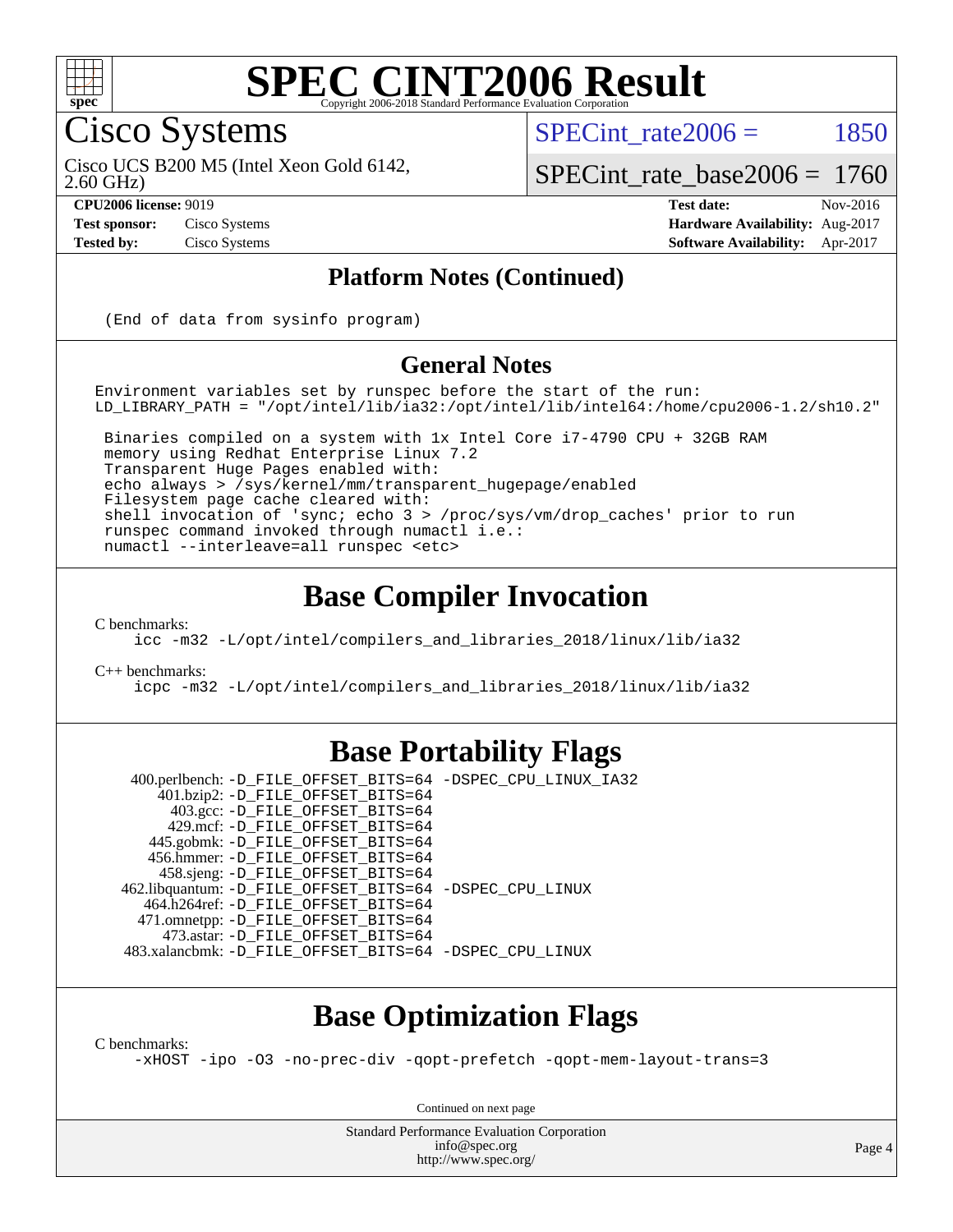# SPEC CINT2006 Result

## Cisco Systems

Cisco UCS B200 M5 (Intel Xeon Gold 6142, 2.60 GHz)

SPECint_rate2006 = 1850

SPECint_rate_base2006 = 1760

| | | | |
|---|---|---|---|
| **CPU2006 license:** 9019 | | **Test date:** | Nov-2016 |
| **Test sponsor:** | Cisco Systems | **Hardware Availability:** | Aug-2017 |
| **Tested by:** | Cisco Systems | **Software Availability:** | Apr-2017 |

### Platform Notes (Continued)

```
(End of data from sysinfo program)
```

### General Notes

```
Environment variables set by runspec before the start of the run:
LD_LIBRARY_PATH = "/opt/intel/lib/ia32:/opt/intel/lib/intel64:/home/cpu2006-1.2/sh10.2"

 Binaries compiled on a system with 1x Intel Core i7-4790 CPU + 32GB RAM
 memory using Redhat Enterprise Linux 7.2
 Transparent Huge Pages enabled with:
 echo always > /sys/kernel/mm/transparent_hugepage/enabled
 Filesystem page cache cleared with:
 shell invocation of 'sync; echo 3 > /proc/sys/vm/drop_caches' prior to run
 runspec command invoked through numactl i.e.:
 numactl --interleave=all runspec <etc>
```

## Base Compiler Invocation

C benchmarks:
```
icc -m32 -L/opt/intel/compilers_and_libraries_2018/linux/lib/ia32
```

C++ benchmarks:
```
icpc -m32 -L/opt/intel/compilers_and_libraries_2018/linux/lib/ia32
```

## Base Portability Flags

| | |
|---|---|
| 400.perlbench: | -D_FILE_OFFSET_BITS=64 -DSPEC_CPU_LINUX_IA32 |
| 401.bzip2: | -D_FILE_OFFSET_BITS=64 |
| 403.gcc: | -D_FILE_OFFSET_BITS=64 |
| 429.mcf: | -D_FILE_OFFSET_BITS=64 |
| 445.gobmk: | -D_FILE_OFFSET_BITS=64 |
| 456.hmmer: | -D_FILE_OFFSET_BITS=64 |
| 458.sjeng: | -D_FILE_OFFSET_BITS=64 |
| 462.libquantum: | -D_FILE_OFFSET_BITS=64 -DSPEC_CPU_LINUX |
| 464.h264ref: | -D_FILE_OFFSET_BITS=64 |
| 471.omnetpp: | -D_FILE_OFFSET_BITS=64 |
| 473.astar: | -D_FILE_OFFSET_BITS=64 |
| 483.xalancbmk: | -D_FILE_OFFSET_BITS=64 -DSPEC_CPU_LINUX |

## Base Optimization Flags

C benchmarks:
```
-xHOST -ipo -O3 -no-prec-div -qopt-prefetch -qopt-mem-layout-trans=3
```

Continued on next page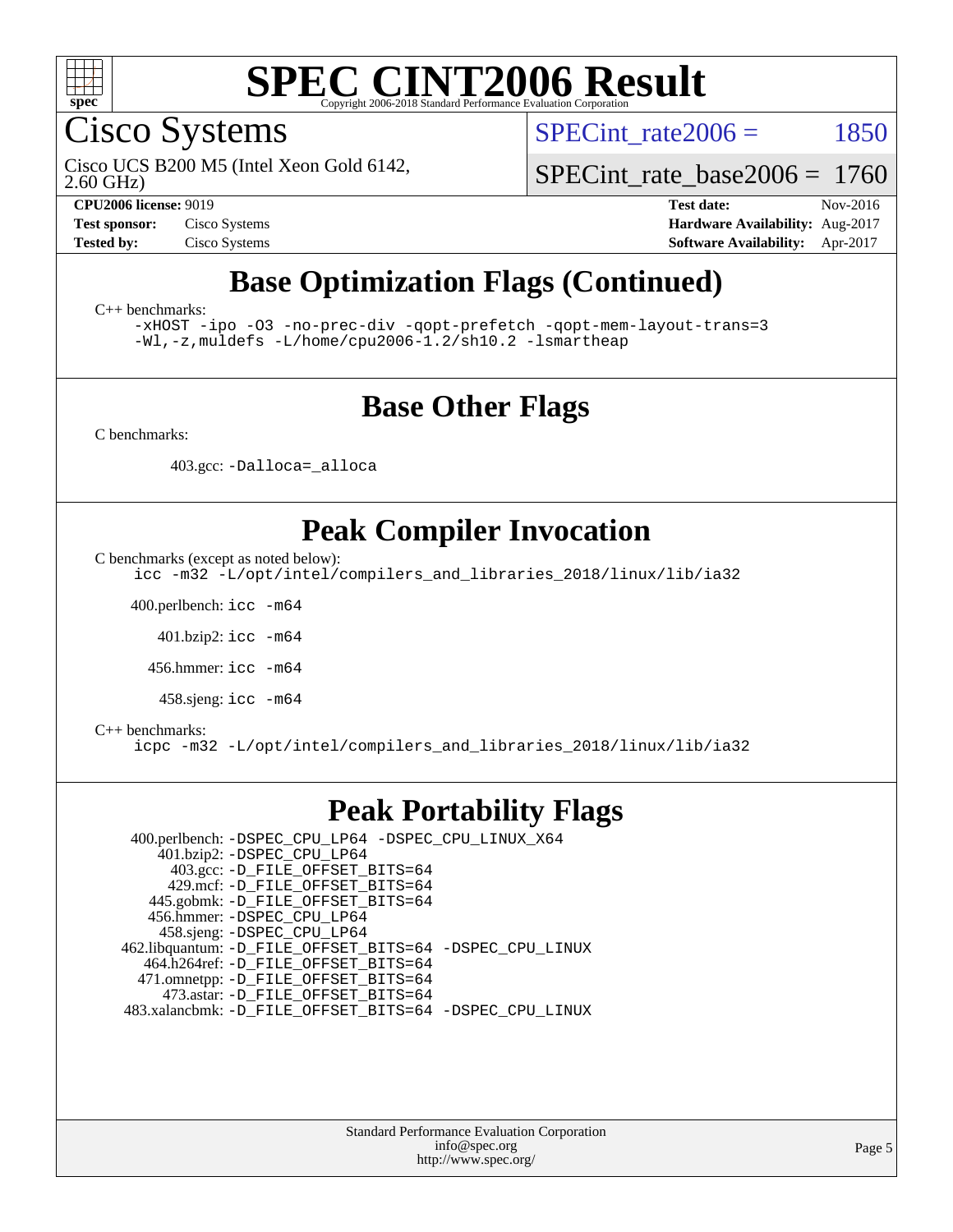# SPEC CINT2006 Result

Copyright 2006-2018 Standard Performance Evaluation Corporation

## Cisco Systems

Cisco UCS B200 M5 (Intel Xeon Gold 6142, 2.60 GHz)

SPECint_rate2006 = 1850

SPECint_rate_base2006 = 1760

| | | | |
|---|---|---|---|
| **CPU2006 license:** 9019 | | **Test date:** | Nov-2016 |
| **Test sponsor:** | Cisco Systems | **Hardware Availability:** | Aug-2017 |
| **Tested by:** | Cisco Systems | **Software Availability:** | Apr-2017 |

## Base Optimization Flags (Continued)

C++ benchmarks:

```
-xHOST -ipo -O3 -no-prec-div -qopt-prefetch -qopt-mem-layout-trans=3
-Wl,-z,muldefs -L/home/cpu2006-1.2/sh10.2 -lsmartheap
```

## Base Other Flags

C benchmarks:

403.gcc: `-Dalloca=_alloca`

## Peak Compiler Invocation

C benchmarks (except as noted below):

```
icc -m32 -L/opt/intel/compilers_and_libraries_2018/linux/lib/ia32
```

400.perlbench: `icc -m64`

401.bzip2: `icc -m64`

456.hmmer: `icc -m64`

458.sjeng: `icc -m64`

C++ benchmarks:

```
icpc -m32 -L/opt/intel/compilers_and_libraries_2018/linux/lib/ia32
```

## Peak Portability Flags

```
400.perlbench: -DSPEC_CPU_LP64 -DSPEC_CPU_LINUX_X64
    401.bzip2: -DSPEC_CPU_LP64
      403.gcc: -D_FILE_OFFSET_BITS=64
      429.mcf: -D_FILE_OFFSET_BITS=64
    445.gobmk: -D_FILE_OFFSET_BITS=64
    456.hmmer: -DSPEC_CPU_LP64
    458.sjeng: -DSPEC_CPU_LP64
462.libquantum: -D_FILE_OFFSET_BITS=64 -DSPEC_CPU_LINUX
  464.h264ref: -D_FILE_OFFSET_BITS=64
  471.omnetpp: -D_FILE_OFFSET_BITS=64
    473.astar: -D_FILE_OFFSET_BITS=64
483.xalancbmk: -D_FILE_OFFSET_BITS=64 -DSPEC_CPU_LINUX
```

Standard Performance Evaluation Corporation
info@spec.org
http://www.spec.org/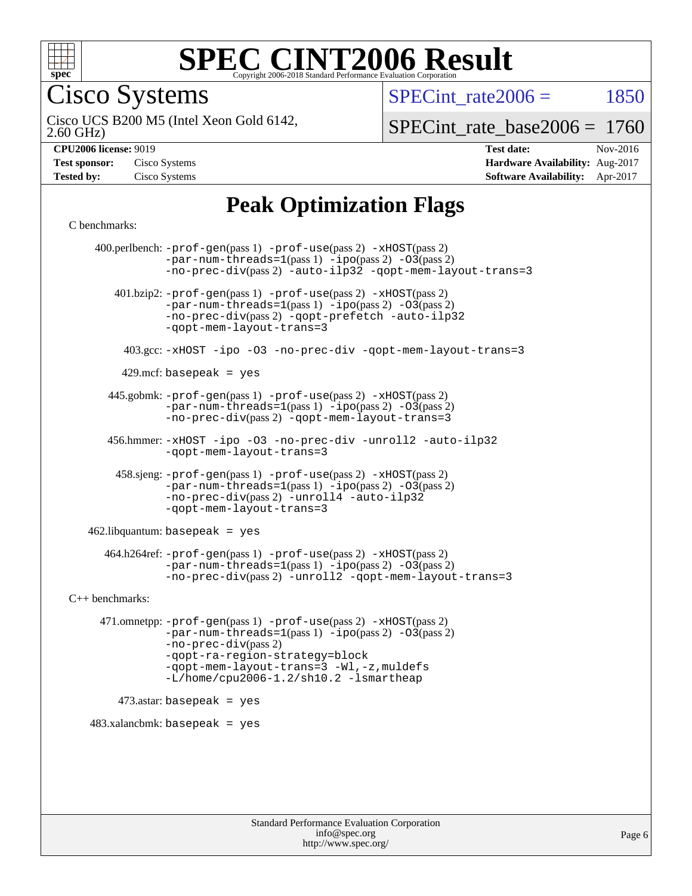# SPEC CINT2006 Result

Copyright 2006-2018 Standard Performance Evaluation Corporation

## Cisco Systems

Cisco UCS B200 M5 (Intel Xeon Gold 6142, 2.60 GHz)

SPECint_rate2006 = 1850

SPECint_rate_base2006 = 1760

**CPU2006 license:** 9019
**Test sponsor:** Cisco Systems
**Tested by:** Cisco Systems

**Test date:** Nov-2016
**Hardware Availability:** Aug-2017
**Software Availability:** Apr-2017

## Peak Optimization Flags

C benchmarks:

400.perlbench: -prof-gen(pass 1) -prof-use(pass 2) -xHOST(pass 2) -par-num-threads=1(pass 1) -ipo(pass 2) -O3(pass 2) -no-prec-div(pass 2) -auto-ilp32 -qopt-mem-layout-trans=3

401.bzip2: -prof-gen(pass 1) -prof-use(pass 2) -xHOST(pass 2) -par-num-threads=1(pass 1) -ipo(pass 2) -O3(pass 2) -no-prec-div(pass 2) -qopt-prefetch -auto-ilp32 -qopt-mem-layout-trans=3

403.gcc: -xHOST -ipo -O3 -no-prec-div -qopt-mem-layout-trans=3

429.mcf: basepeak = yes

445.gobmk: -prof-gen(pass 1) -prof-use(pass 2) -xHOST(pass 2) -par-num-threads=1(pass 1) -ipo(pass 2) -O3(pass 2) -no-prec-div(pass 2) -qopt-mem-layout-trans=3

456.hmmer: -xHOST -ipo -O3 -no-prec-div -unroll2 -auto-ilp32 -qopt-mem-layout-trans=3

458.sjeng: -prof-gen(pass 1) -prof-use(pass 2) -xHOST(pass 2) -par-num-threads=1(pass 1) -ipo(pass 2) -O3(pass 2) -no-prec-div(pass 2) -unroll4 -auto-ilp32 -qopt-mem-layout-trans=3

462.libquantum: basepeak = yes

464.h264ref: -prof-gen(pass 1) -prof-use(pass 2) -xHOST(pass 2) -par-num-threads=1(pass 1) -ipo(pass 2) -O3(pass 2) -no-prec-div(pass 2) -unroll2 -qopt-mem-layout-trans=3

C++ benchmarks:

471.omnetpp: -prof-gen(pass 1) -prof-use(pass 2) -xHOST(pass 2) -par-num-threads=1(pass 1) -ipo(pass 2) -O3(pass 2) -no-prec-div(pass 2) -qopt-ra-region-strategy=block -qopt-mem-layout-trans=3 -Wl,-z,muldefs -L/home/cpu2006-1.2/sh10.2 -lsmartheap

473.astar: basepeak = yes

483.xalancbmk: basepeak = yes

Standard Performance Evaluation Corporation
info@spec.org
http://www.spec.org/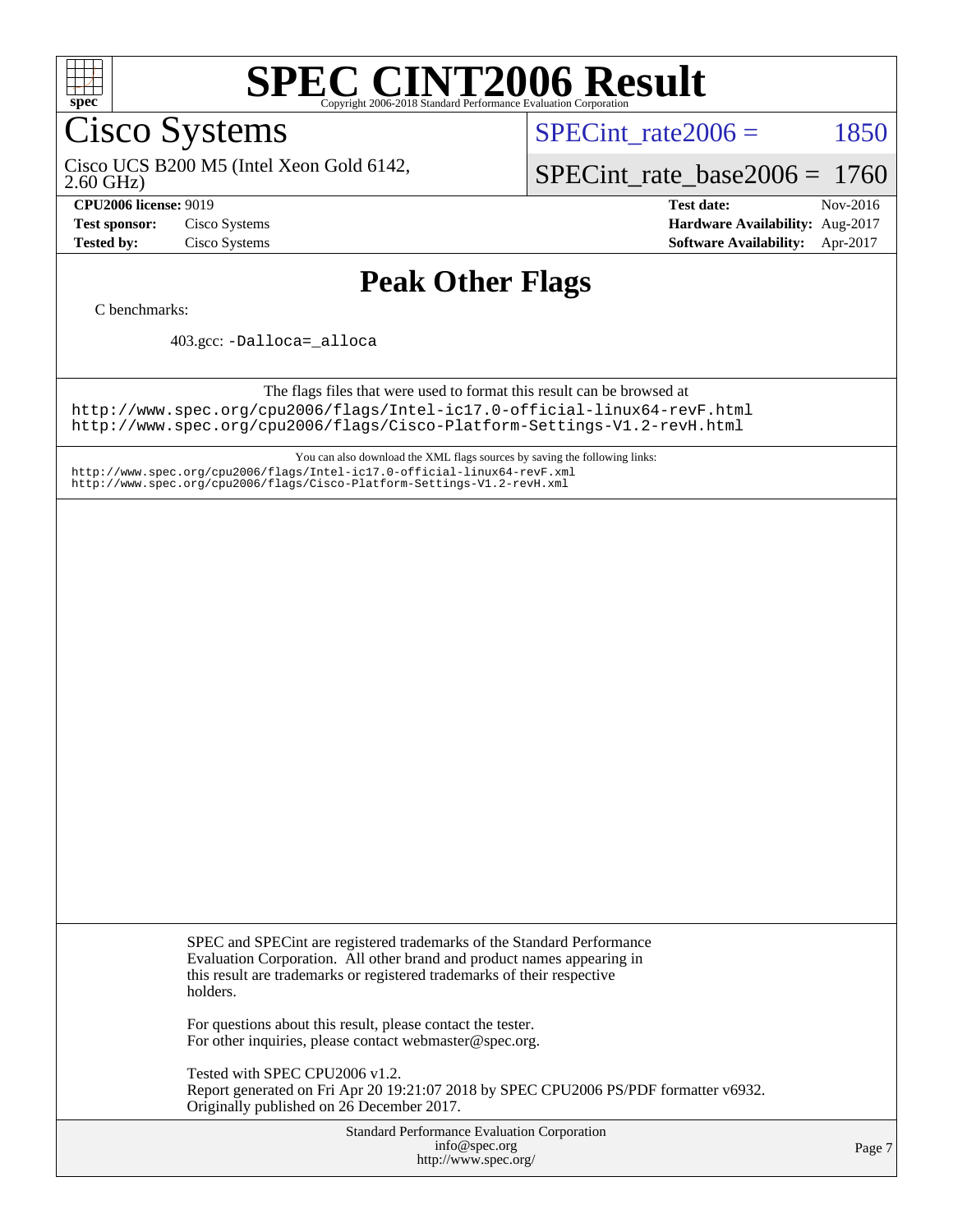# SPEC CINT2006 Result

Copyright 2006-2018 Standard Performance Evaluation Corporation

## Cisco Systems

Cisco UCS B200 M5 (Intel Xeon Gold 6142, 2.60 GHz)

SPECint_rate2006 = 1850

SPECint_rate_base2006 = 1760

**CPU2006 license:** 9019
**Test sponsor:** Cisco Systems
**Tested by:** Cisco Systems

**Test date:** Nov-2016
**Hardware Availability:** Aug-2017
**Software Availability:** Apr-2017

## Peak Other Flags

C benchmarks:

403.gcc: -Dalloca=_alloca

The flags files that were used to format this result can be browsed at
http://www.spec.org/cpu2006/flags/Intel-ic17.0-official-linux64-revF.html
http://www.spec.org/cpu2006/flags/Cisco-Platform-Settings-V1.2-revH.html

You can also download the XML flags sources by saving the following links:
http://www.spec.org/cpu2006/flags/Intel-ic17.0-official-linux64-revF.xml
http://www.spec.org/cpu2006/flags/Cisco-Platform-Settings-V1.2-revH.xml

SPEC and SPECint are registered trademarks of the Standard Performance Evaluation Corporation. All other brand and product names appearing in this result are trademarks or registered trademarks of their respective holders.

For questions about this result, please contact the tester.
For other inquiries, please contact webmaster@spec.org.

Tested with SPEC CPU2006 v1.2.
Report generated on Fri Apr 20 19:21:07 2018 by SPEC CPU2006 PS/PDF formatter v6932.
Originally published on 26 December 2017.

Standard Performance Evaluation Corporation
info@spec.org
http://www.spec.org/